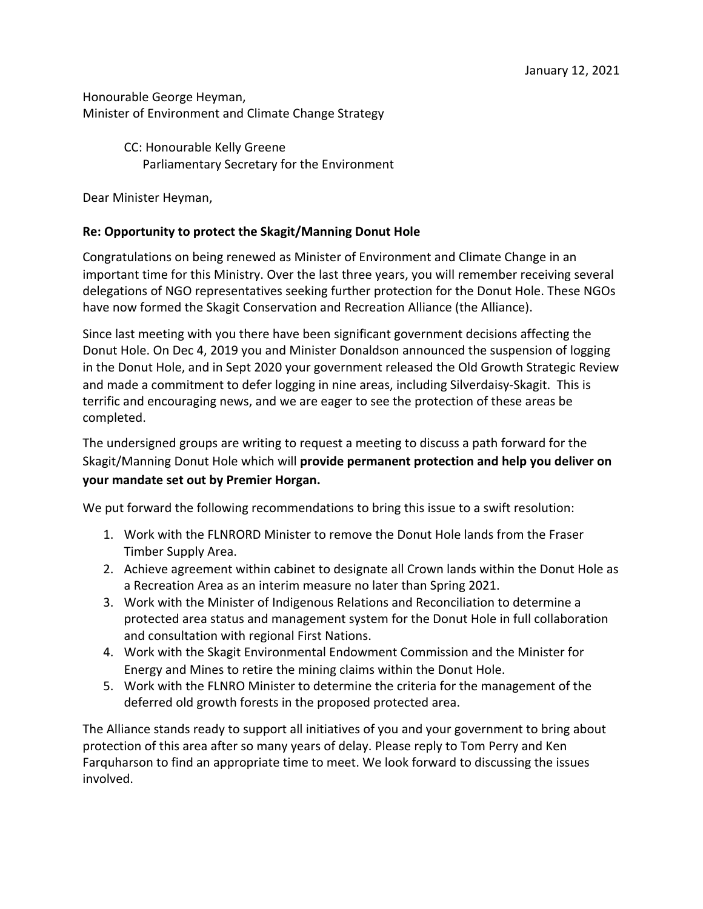January 12, 2021

Honourable George Heyman,
Minister of Environment and Climate Change Strategy

CC: Honourable Kelly Greene
Parliamentary Secretary for the Environment

Dear Minister Heyman,

**Re: Opportunity to protect the Skagit/Manning Donut Hole**

Congratulations on being renewed as Minister of Environment and Climate Change in an important time for this Ministry. Over the last three years, you will remember receiving several delegations of NGO representatives seeking further protection for the Donut Hole. These NGOs have now formed the Skagit Conservation and Recreation Alliance (the Alliance).

Since last meeting with you there have been significant government decisions affecting the Donut Hole. On Dec 4, 2019 you and Minister Donaldson announced the suspension of logging in the Donut Hole, and in Sept 2020 your government released the Old Growth Strategic Review and made a commitment to defer logging in nine areas, including Silverdaisy-Skagit. This is terrific and encouraging news, and we are eager to see the protection of these areas be completed.

The undersigned groups are writing to request a meeting to discuss a path forward for the Skagit/Manning Donut Hole which will **provide permanent protection and help you deliver on your mandate set out by Premier Horgan.**

We put forward the following recommendations to bring this issue to a swift resolution:

1. Work with the FLNRORD Minister to remove the Donut Hole lands from the Fraser Timber Supply Area.
2. Achieve agreement within cabinet to designate all Crown lands within the Donut Hole as a Recreation Area as an interim measure no later than Spring 2021.
3. Work with the Minister of Indigenous Relations and Reconciliation to determine a protected area status and management system for the Donut Hole in full collaboration and consultation with regional First Nations.
4. Work with the Skagit Environmental Endowment Commission and the Minister for Energy and Mines to retire the mining claims within the Donut Hole.
5. Work with the FLNRO Minister to determine the criteria for the management of the deferred old growth forests in the proposed protected area.

The Alliance stands ready to support all initiatives of you and your government to bring about protection of this area after so many years of delay. Please reply to Tom Perry and Ken Farquharson to find an appropriate time to meet. We look forward to discussing the issues involved.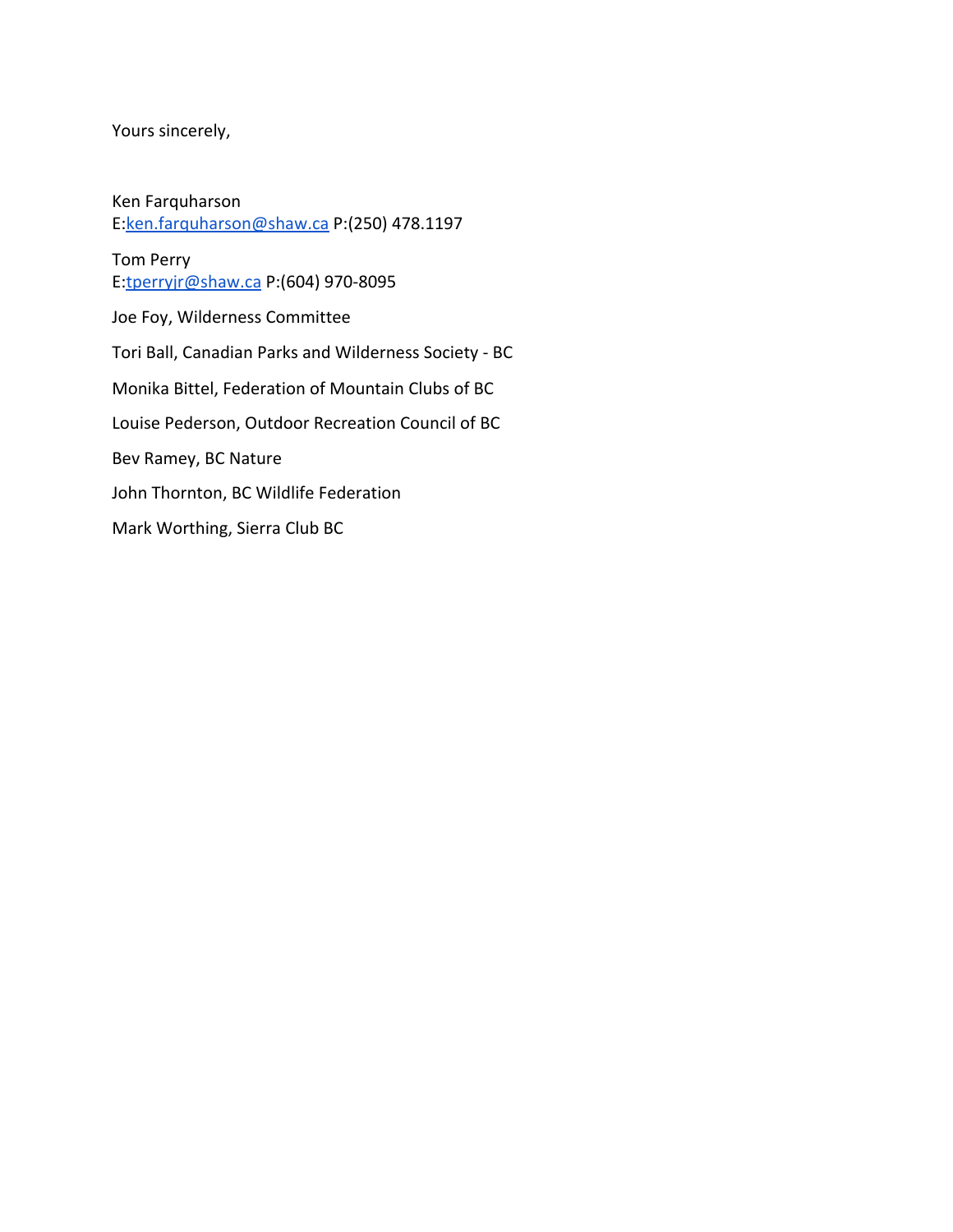Yours sincerely,

Ken Farquharson  
E:ken.farquharson@shaw.ca P:(250) 478.1197

Tom Perry  
E:tperryjr@shaw.ca P:(604) 970-8095

Joe Foy, Wilderness Committee

Tori Ball, Canadian Parks and Wilderness Society - BC

Monika Bittel, Federation of Mountain Clubs of BC

Louise Pederson, Outdoor Recreation Council of BC

Bev Ramey, BC Nature

John Thornton, BC Wildlife Federation

Mark Worthing, Sierra Club BC